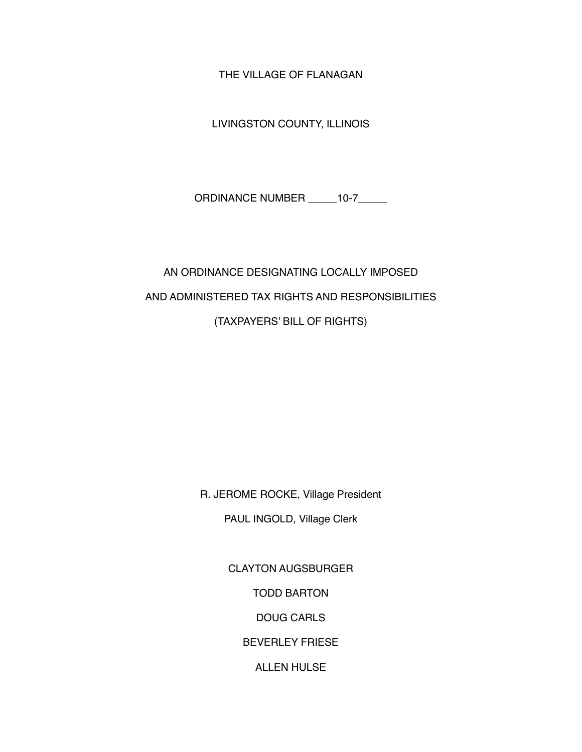THE VILLAGE OF FLANAGAN

LIVINGSTON COUNTY, ILLINOIS

ORDINANCE NUMBER _____10-7_____

# AN ORDINANCE DESIGNATING LOCALLY IMPOSED AND ADMINISTERED TAX RIGHTS AND RESPONSIBILITIES (TAXPAYERS' BILL OF RIGHTS)

R. JEROME ROCKE, Village President

PAUL INGOLD, Village Clerk

CLAYTON AUGSBURGER

TODD BARTON

DOUG CARLS

BEVERLEY FRIESE

ALLEN HULSE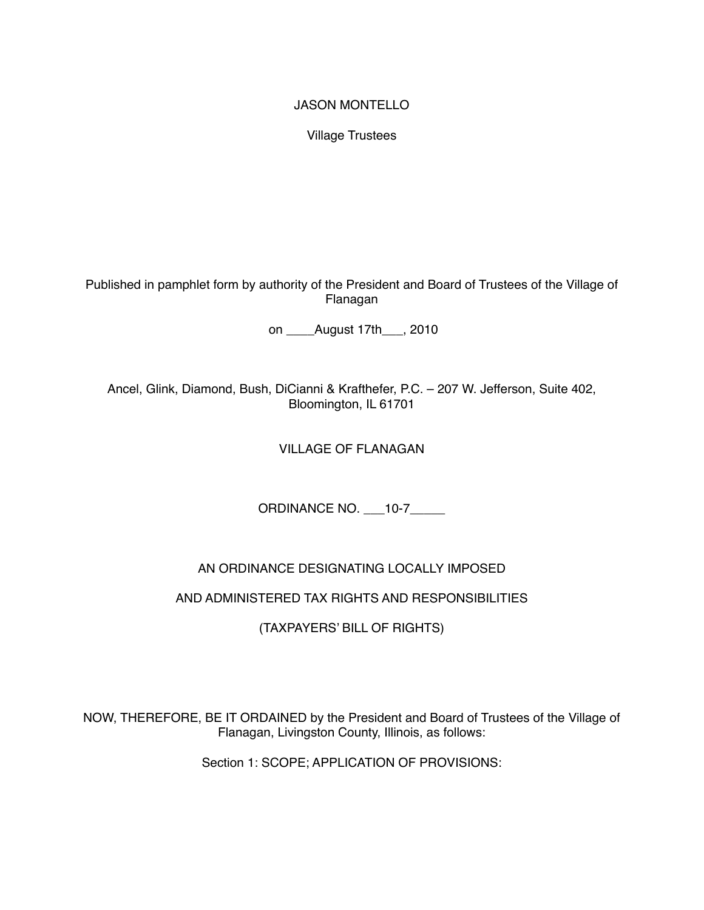JASON MONTELLO

Village Trustees

Published in pamphlet form by authority of the President and Board of Trustees of the Village of Flanagan

on ____August 17th___, 2010

Ancel, Glink, Diamond, Bush, DiCianni & Krafthefer, P.C. – 207 W. Jefferson, Suite 402, Bloomington, IL 61701

# VILLAGE OF FLANAGAN

## ORDINANCE NO. ___10-7_____

## AN ORDINANCE DESIGNATING LOCALLY IMPOSED AND ADMINISTERED TAX RIGHTS AND RESPONSIBILITIES (TAXPAYERS' BILL OF RIGHTS)

NOW, THEREFORE, BE IT ORDAINED by the President and Board of Trustees of the Village of Flanagan, Livingston County, Illinois, as follows:

### Section 1: SCOPE; APPLICATION OF PROVISIONS: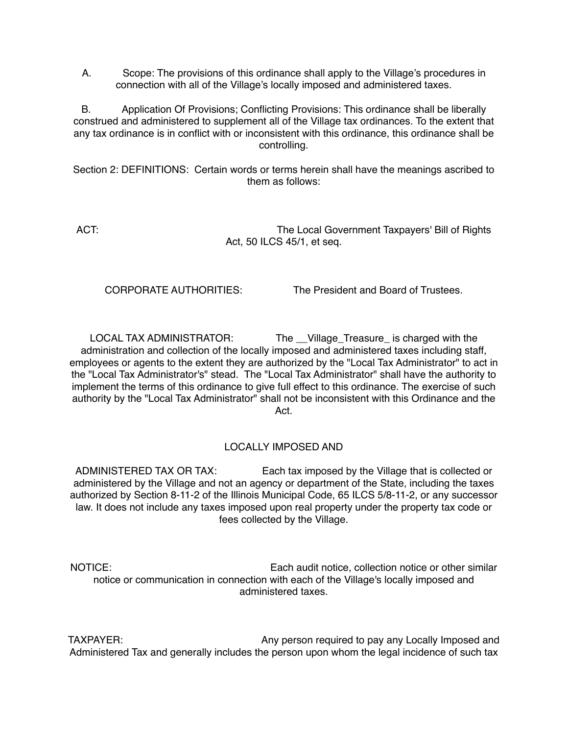A. Scope: The provisions of this ordinance shall apply to the Village's procedures in connection with all of the Village's locally imposed and administered taxes.

B. Application Of Provisions; Conflicting Provisions: This ordinance shall be liberally construed and administered to supplement all of the Village tax ordinances. To the extent that any tax ordinance is in conflict with or inconsistent with this ordinance, this ordinance shall be controlling.

Section 2: DEFINITIONS: Certain words or terms herein shall have the meanings ascribed to them as follows:

ACT: The Local Government Taxpayers' Bill of Rights Act, 50 ILCS 45/1, et seq.

CORPORATE AUTHORITIES: The President and Board of Trustees.

LOCAL TAX ADMINISTRATOR: The __Village_Treasure_ is charged with the administration and collection of the locally imposed and administered taxes including staff, employees or agents to the extent they are authorized by the "Local Tax Administrator" to act in the "Local Tax Administrator's" stead. The "Local Tax Administrator" shall have the authority to implement the terms of this ordinance to give full effect to this ordinance. The exercise of such authority by the "Local Tax Administrator" shall not be inconsistent with this Ordinance and the Act.

LOCALLY IMPOSED AND ADMINISTERED TAX OR TAX: Each tax imposed by the Village that is collected or administered by the Village and not an agency or department of the State, including the taxes authorized by Section 8-11-2 of the Illinois Municipal Code, 65 ILCS 5/8-11-2, or any successor law. It does not include any taxes imposed upon real property under the property tax code or fees collected by the Village.

NOTICE: Each audit notice, collection notice or other similar notice or communication in connection with each of the Village's locally imposed and administered taxes.

TAXPAYER: Any person required to pay any Locally Imposed and Administered Tax and generally includes the person upon whom the legal incidence of such tax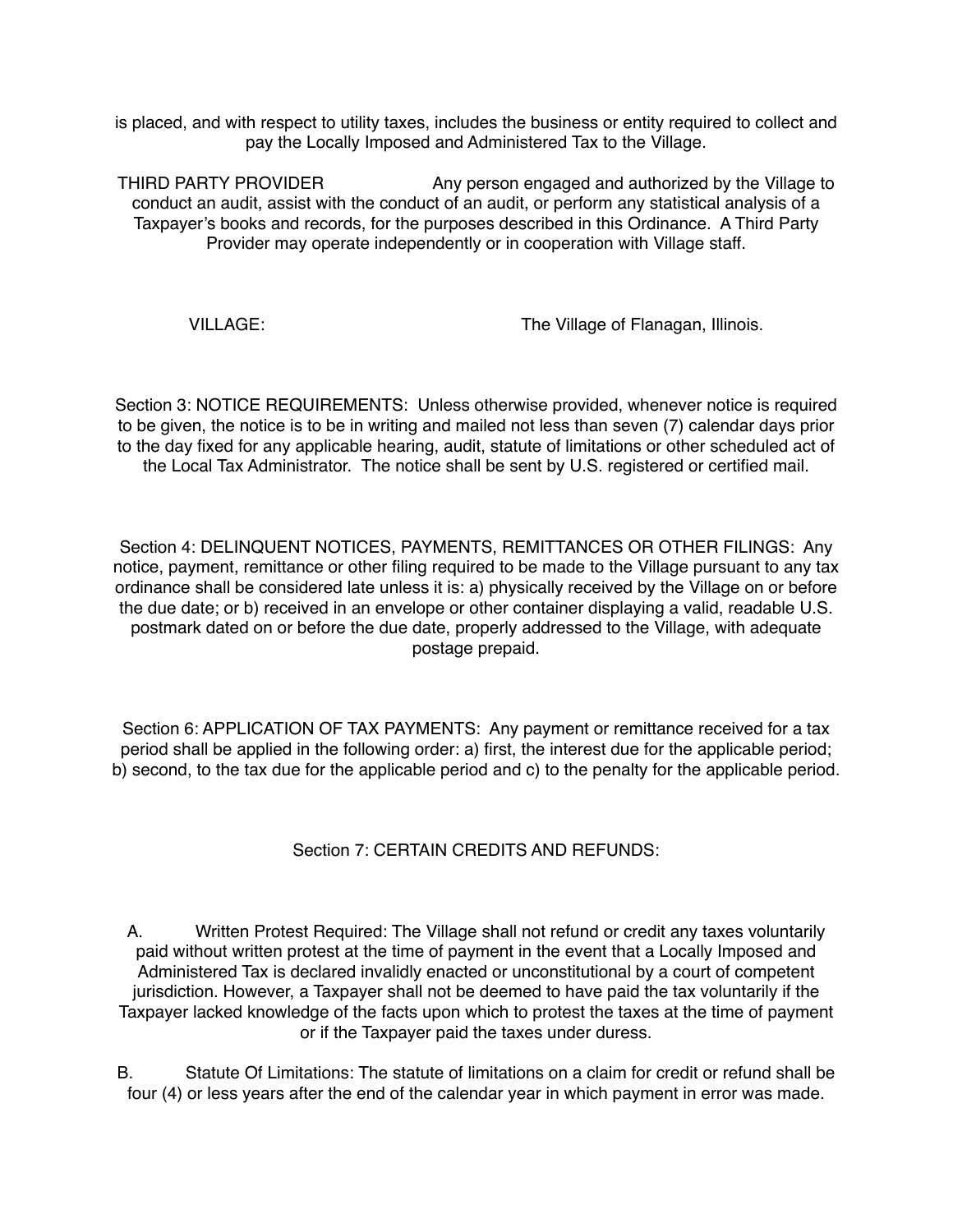is placed, and with respect to utility taxes, includes the business or entity required to collect and pay the Locally Imposed and Administered Tax to the Village.

THIRD PARTY PROVIDER Any person engaged and authorized by the Village to conduct an audit, assist with the conduct of an audit, or perform any statistical analysis of a Taxpayer's books and records, for the purposes described in this Ordinance. A Third Party Provider may operate independently or in cooperation with Village staff.

VILLAGE: The Village of Flanagan, Illinois.

Section 3: NOTICE REQUIREMENTS: Unless otherwise provided, whenever notice is required to be given, the notice is to be in writing and mailed not less than seven (7) calendar days prior to the day fixed for any applicable hearing, audit, statute of limitations or other scheduled act of the Local Tax Administrator. The notice shall be sent by U.S. registered or certified mail.

Section 4: DELINQUENT NOTICES, PAYMENTS, REMITTANCES OR OTHER FILINGS: Any notice, payment, remittance or other filing required to be made to the Village pursuant to any tax ordinance shall be considered late unless it is: a) physically received by the Village on or before the due date; or b) received in an envelope or other container displaying a valid, readable U.S. postmark dated on or before the due date, properly addressed to the Village, with adequate postage prepaid.

Section 6: APPLICATION OF TAX PAYMENTS: Any payment or remittance received for a tax period shall be applied in the following order: a) first, the interest due for the applicable period; b) second, to the tax due for the applicable period and c) to the penalty for the applicable period.

Section 7: CERTAIN CREDITS AND REFUNDS:

A. Written Protest Required: The Village shall not refund or credit any taxes voluntarily paid without written protest at the time of payment in the event that a Locally Imposed and Administered Tax is declared invalidly enacted or unconstitutional by a court of competent jurisdiction. However, a Taxpayer shall not be deemed to have paid the tax voluntarily if the Taxpayer lacked knowledge of the facts upon which to protest the taxes at the time of payment or if the Taxpayer paid the taxes under duress.

B. Statute Of Limitations: The statute of limitations on a claim for credit or refund shall be four (4) or less years after the end of the calendar year in which payment in error was made.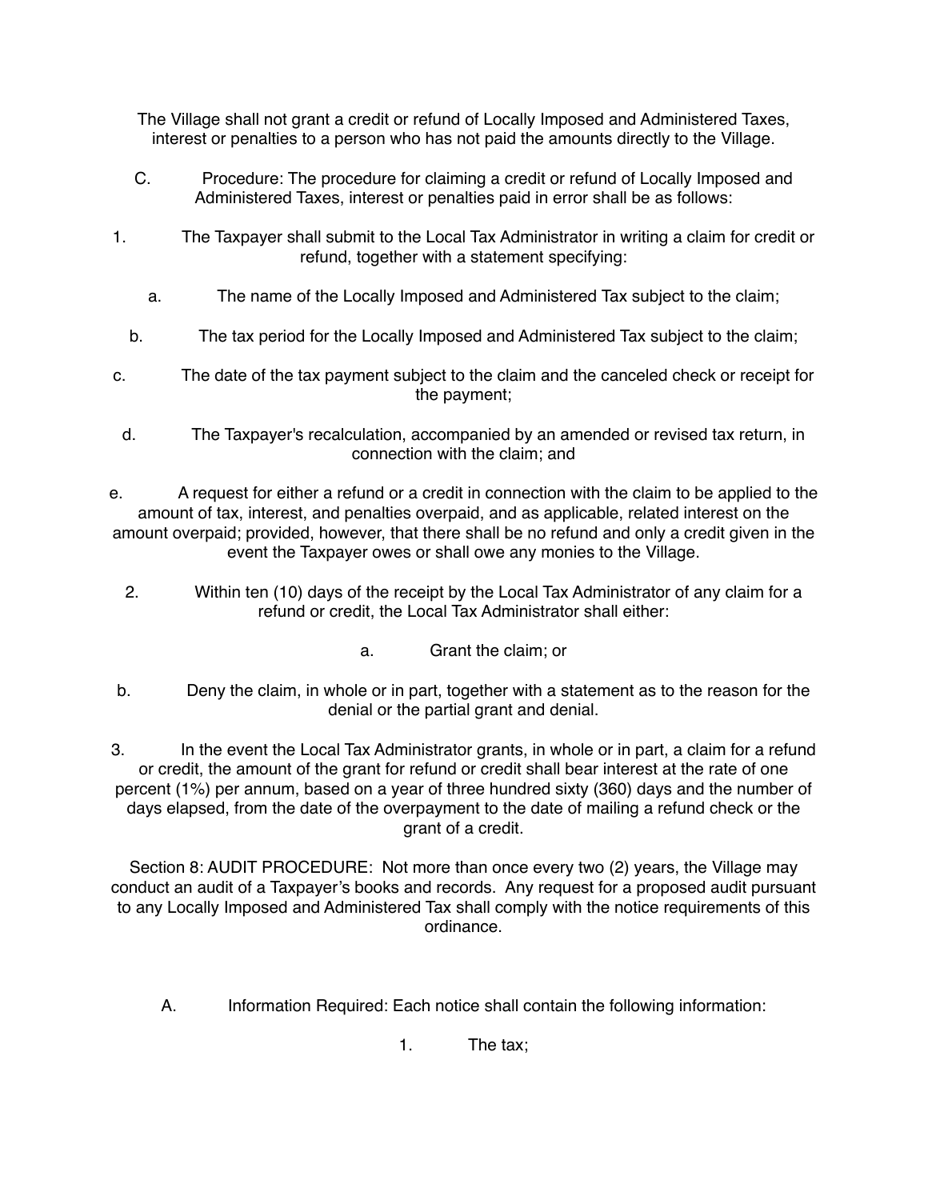The Village shall not grant a credit or refund of Locally Imposed and Administered Taxes, interest or penalties to a person who has not paid the amounts directly to the Village.

C. Procedure: The procedure for claiming a credit or refund of Locally Imposed and Administered Taxes, interest or penalties paid in error shall be as follows:

1. The Taxpayer shall submit to the Local Tax Administrator in writing a claim for credit or refund, together with a statement specifying:

   a. The name of the Locally Imposed and Administered Tax subject to the claim;

   b. The tax period for the Locally Imposed and Administered Tax subject to the claim;

   c. The date of the tax payment subject to the claim and the canceled check or receipt for the payment;

   d. The Taxpayer's recalculation, accompanied by an amended or revised tax return, in connection with the claim; and

   e. A request for either a refund or a credit in connection with the claim to be applied to the amount of tax, interest, and penalties overpaid, and as applicable, related interest on the amount overpaid; provided, however, that there shall be no refund and only a credit given in the event the Taxpayer owes or shall owe any monies to the Village.

2. Within ten (10) days of the receipt by the Local Tax Administrator of any claim for a refund or credit, the Local Tax Administrator shall either:

   a. Grant the claim; or

   b. Deny the claim, in whole or in part, together with a statement as to the reason for the denial or the partial grant and denial.

3. In the event the Local Tax Administrator grants, in whole or in part, a claim for a refund or credit, the amount of the grant for refund or credit shall bear interest at the rate of one percent (1%) per annum, based on a year of three hundred sixty (360) days and the number of days elapsed, from the date of the overpayment to the date of mailing a refund check or the grant of a credit.

Section 8: AUDIT PROCEDURE: Not more than once every two (2) years, the Village may conduct an audit of a Taxpayer's books and records. Any request for a proposed audit pursuant to any Locally Imposed and Administered Tax shall comply with the notice requirements of this ordinance.

A. Information Required: Each notice shall contain the following information:

1. The tax;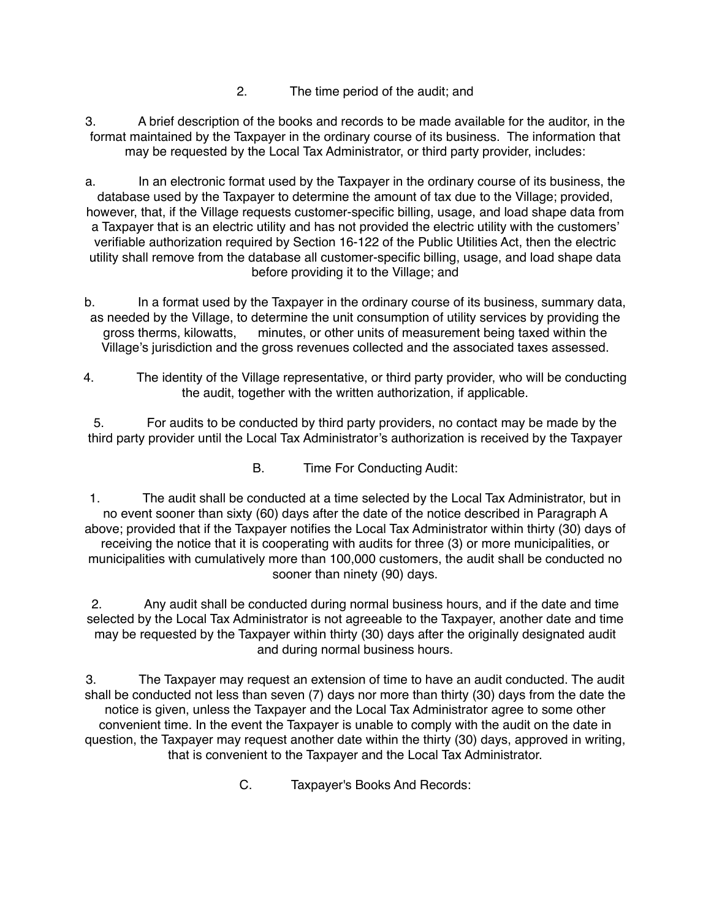2. The time period of the audit; and

3. A brief description of the books and records to be made available for the auditor, in the format maintained by the Taxpayer in the ordinary course of its business. The information that may be requested by the Local Tax Administrator, or third party provider, includes:

a. In an electronic format used by the Taxpayer in the ordinary course of its business, the database used by the Taxpayer to determine the amount of tax due to the Village; provided, however, that, if the Village requests customer-specific billing, usage, and load shape data from a Taxpayer that is an electric utility and has not provided the electric utility with the customers' verifiable authorization required by Section 16-122 of the Public Utilities Act, then the electric utility shall remove from the database all customer-specific billing, usage, and load shape data before providing it to the Village; and

b. In a format used by the Taxpayer in the ordinary course of its business, summary data, as needed by the Village, to determine the unit consumption of utility services by providing the gross therms, kilowatts, minutes, or other units of measurement being taxed within the Village's jurisdiction and the gross revenues collected and the associated taxes assessed.

4. The identity of the Village representative, or third party provider, who will be conducting the audit, together with the written authorization, if applicable.

5. For audits to be conducted by third party providers, no contact may be made by the third party provider until the Local Tax Administrator's authorization is received by the Taxpayer

B. Time For Conducting Audit:

1. The audit shall be conducted at a time selected by the Local Tax Administrator, but in no event sooner than sixty (60) days after the date of the notice described in Paragraph A above; provided that if the Taxpayer notifies the Local Tax Administrator within thirty (30) days of receiving the notice that it is cooperating with audits for three (3) or more municipalities, or municipalities with cumulatively more than 100,000 customers, the audit shall be conducted no sooner than ninety (90) days.

2. Any audit shall be conducted during normal business hours, and if the date and time selected by the Local Tax Administrator is not agreeable to the Taxpayer, another date and time may be requested by the Taxpayer within thirty (30) days after the originally designated audit and during normal business hours.

3. The Taxpayer may request an extension of time to have an audit conducted. The audit shall be conducted not less than seven (7) days nor more than thirty (30) days from the date the notice is given, unless the Taxpayer and the Local Tax Administrator agree to some other convenient time. In the event the Taxpayer is unable to comply with the audit on the date in question, the Taxpayer may request another date within the thirty (30) days, approved in writing, that is convenient to the Taxpayer and the Local Tax Administrator.

C. Taxpayer's Books And Records: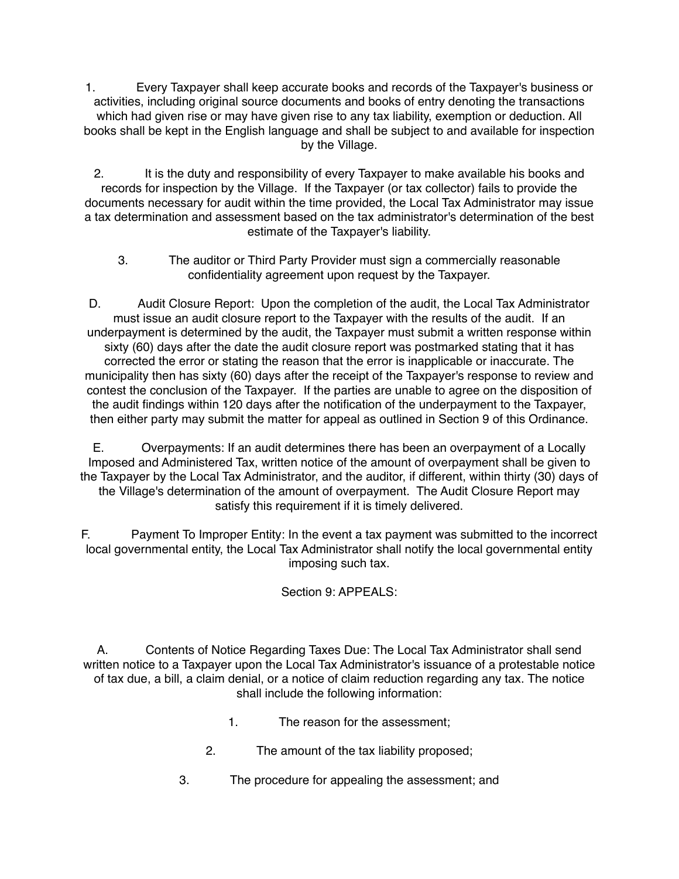1. Every Taxpayer shall keep accurate books and records of the Taxpayer's business or activities, including original source documents and books of entry denoting the transactions which had given rise or may have given rise to any tax liability, exemption or deduction. All books shall be kept in the English language and shall be subject to and available for inspection by the Village.

2. It is the duty and responsibility of every Taxpayer to make available his books and records for inspection by the Village. If the Taxpayer (or tax collector) fails to provide the documents necessary for audit within the time provided, the Local Tax Administrator may issue a tax determination and assessment based on the tax administrator's determination of the best estimate of the Taxpayer's liability.

3. The auditor or Third Party Provider must sign a commercially reasonable confidentiality agreement upon request by the Taxpayer.

D. Audit Closure Report: Upon the completion of the audit, the Local Tax Administrator must issue an audit closure report to the Taxpayer with the results of the audit. If an underpayment is determined by the audit, the Taxpayer must submit a written response within sixty (60) days after the date the audit closure report was postmarked stating that it has corrected the error or stating the reason that the error is inapplicable or inaccurate. The municipality then has sixty (60) days after the receipt of the Taxpayer's response to review and contest the conclusion of the Taxpayer. If the parties are unable to agree on the disposition of the audit findings within 120 days after the notification of the underpayment to the Taxpayer, then either party may submit the matter for appeal as outlined in Section 9 of this Ordinance.

E. Overpayments: If an audit determines there has been an overpayment of a Locally Imposed and Administered Tax, written notice of the amount of overpayment shall be given to the Taxpayer by the Local Tax Administrator, and the auditor, if different, within thirty (30) days of the Village's determination of the amount of overpayment. The Audit Closure Report may satisfy this requirement if it is timely delivered.

F. Payment To Improper Entity: In the event a tax payment was submitted to the incorrect local governmental entity, the Local Tax Administrator shall notify the local governmental entity imposing such tax.

## Section 9: APPEALS:

A. Contents of Notice Regarding Taxes Due: The Local Tax Administrator shall send written notice to a Taxpayer upon the Local Tax Administrator's issuance of a protestable notice of tax due, a bill, a claim denial, or a notice of claim reduction regarding any tax. The notice shall include the following information:

1. The reason for the assessment;

2. The amount of the tax liability proposed;

3. The procedure for appealing the assessment; and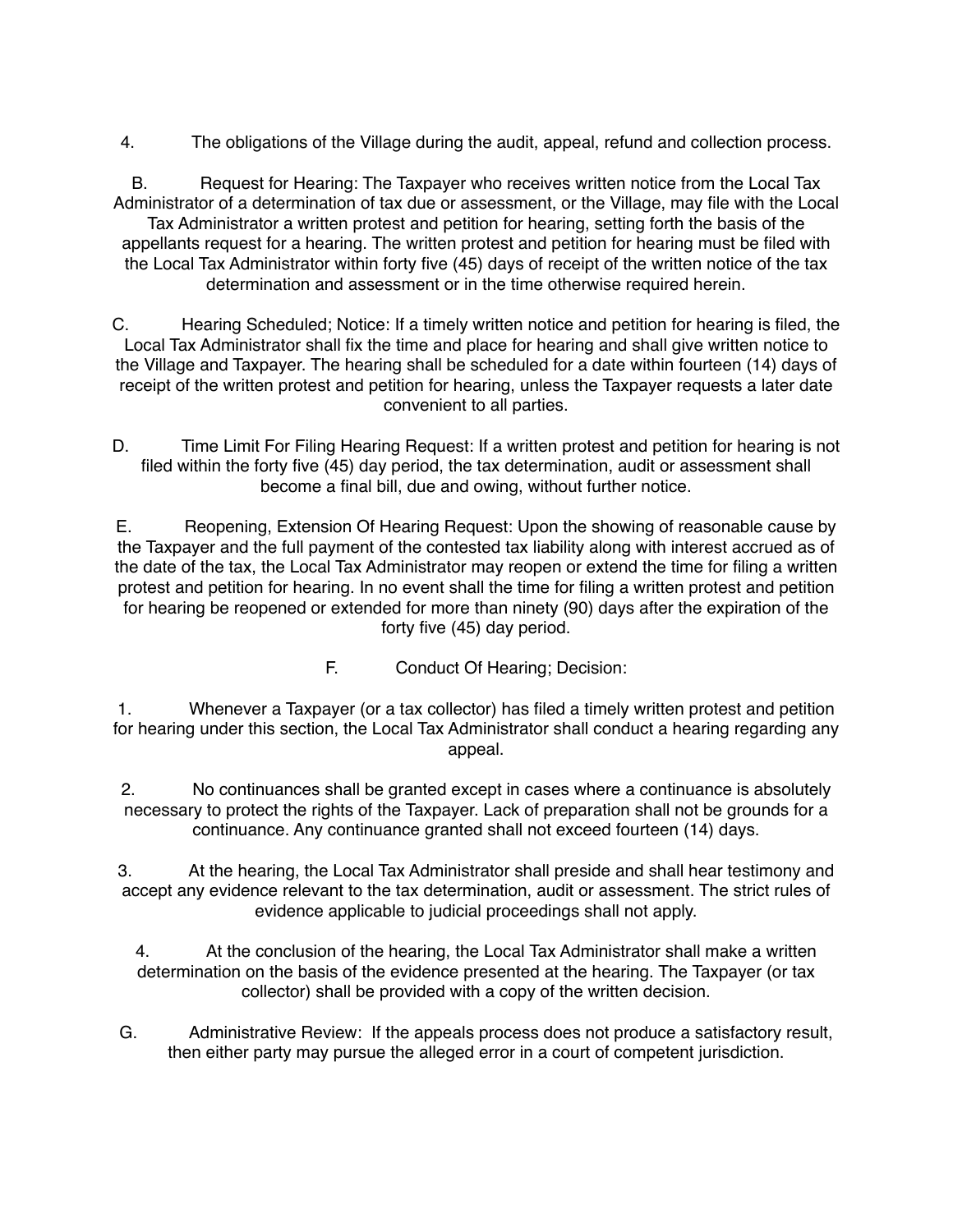4. The obligations of the Village during the audit, appeal, refund and collection process.

B. Request for Hearing: The Taxpayer who receives written notice from the Local Tax Administrator of a determination of tax due or assessment, or the Village, may file with the Local Tax Administrator a written protest and petition for hearing, setting forth the basis of the appellants request for a hearing. The written protest and petition for hearing must be filed with the Local Tax Administrator within forty five (45) days of receipt of the written notice of the tax determination and assessment or in the time otherwise required herein.

C. Hearing Scheduled; Notice: If a timely written notice and petition for hearing is filed, the Local Tax Administrator shall fix the time and place for hearing and shall give written notice to the Village and Taxpayer. The hearing shall be scheduled for a date within fourteen (14) days of receipt of the written protest and petition for hearing, unless the Taxpayer requests a later date convenient to all parties.

D. Time Limit For Filing Hearing Request: If a written protest and petition for hearing is not filed within the forty five (45) day period, the tax determination, audit or assessment shall become a final bill, due and owing, without further notice.

E. Reopening, Extension Of Hearing Request: Upon the showing of reasonable cause by the Taxpayer and the full payment of the contested tax liability along with interest accrued as of the date of the tax, the Local Tax Administrator may reopen or extend the time for filing a written protest and petition for hearing. In no event shall the time for filing a written protest and petition for hearing be reopened or extended for more than ninety (90) days after the expiration of the forty five (45) day period.

F. Conduct Of Hearing; Decision:

1. Whenever a Taxpayer (or a tax collector) has filed a timely written protest and petition for hearing under this section, the Local Tax Administrator shall conduct a hearing regarding any appeal.

2. No continuances shall be granted except in cases where a continuance is absolutely necessary to protect the rights of the Taxpayer. Lack of preparation shall not be grounds for a continuance. Any continuance granted shall not exceed fourteen (14) days.

3. At the hearing, the Local Tax Administrator shall preside and shall hear testimony and accept any evidence relevant to the tax determination, audit or assessment. The strict rules of evidence applicable to judicial proceedings shall not apply.

4. At the conclusion of the hearing, the Local Tax Administrator shall make a written determination on the basis of the evidence presented at the hearing. The Taxpayer (or tax collector) shall be provided with a copy of the written decision.

G. Administrative Review: If the appeals process does not produce a satisfactory result, then either party may pursue the alleged error in a court of competent jurisdiction.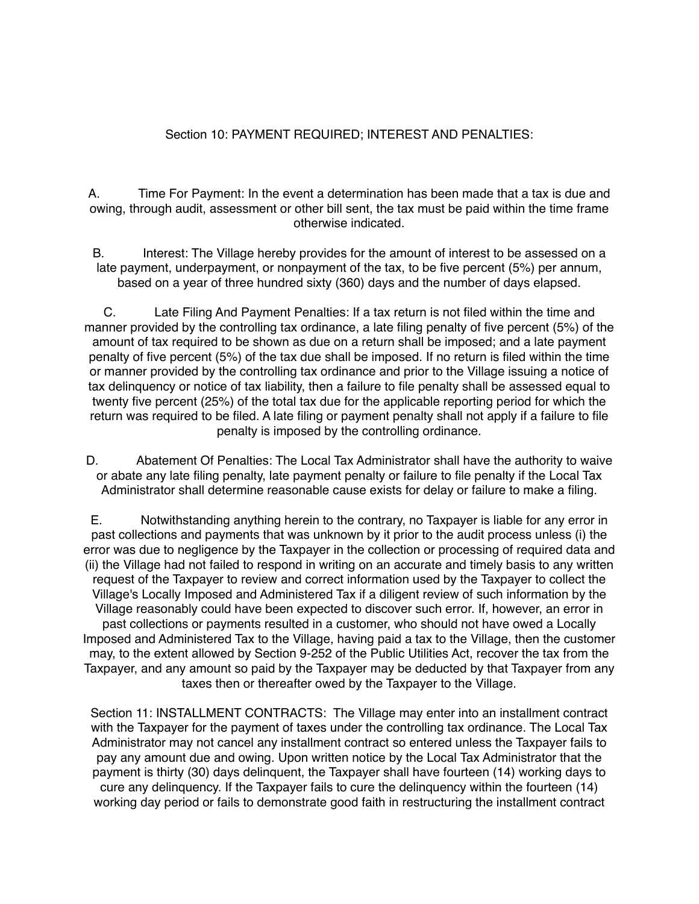## Section 10: PAYMENT REQUIRED; INTEREST AND PENALTIES:

A. Time For Payment: In the event a determination has been made that a tax is due and owing, through audit, assessment or other bill sent, the tax must be paid within the time frame otherwise indicated.

B. Interest: The Village hereby provides for the amount of interest to be assessed on a late payment, underpayment, or nonpayment of the tax, to be five percent (5%) per annum, based on a year of three hundred sixty (360) days and the number of days elapsed.

C. Late Filing And Payment Penalties: If a tax return is not filed within the time and manner provided by the controlling tax ordinance, a late filing penalty of five percent (5%) of the amount of tax required to be shown as due on a return shall be imposed; and a late payment penalty of five percent (5%) of the tax due shall be imposed. If no return is filed within the time or manner provided by the controlling tax ordinance and prior to the Village issuing a notice of tax delinquency or notice of tax liability, then a failure to file penalty shall be assessed equal to twenty five percent (25%) of the total tax due for the applicable reporting period for which the return was required to be filed. A late filing or payment penalty shall not apply if a failure to file penalty is imposed by the controlling ordinance.

D. Abatement Of Penalties: The Local Tax Administrator shall have the authority to waive or abate any late filing penalty, late payment penalty or failure to file penalty if the Local Tax Administrator shall determine reasonable cause exists for delay or failure to make a filing.

E. Notwithstanding anything herein to the contrary, no Taxpayer is liable for any error in past collections and payments that was unknown by it prior to the audit process unless (i) the error was due to negligence by the Taxpayer in the collection or processing of required data and (ii) the Village had not failed to respond in writing on an accurate and timely basis to any written request of the Taxpayer to review and correct information used by the Taxpayer to collect the Village's Locally Imposed and Administered Tax if a diligent review of such information by the Village reasonably could have been expected to discover such error. If, however, an error in past collections or payments resulted in a customer, who should not have owed a Locally Imposed and Administered Tax to the Village, having paid a tax to the Village, then the customer may, to the extent allowed by Section 9-252 of the Public Utilities Act, recover the tax from the Taxpayer, and any amount so paid by the Taxpayer may be deducted by that Taxpayer from any taxes then or thereafter owed by the Taxpayer to the Village.

Section 11: INSTALLMENT CONTRACTS: The Village may enter into an installment contract with the Taxpayer for the payment of taxes under the controlling tax ordinance. The Local Tax Administrator may not cancel any installment contract so entered unless the Taxpayer fails to pay any amount due and owing. Upon written notice by the Local Tax Administrator that the payment is thirty (30) days delinquent, the Taxpayer shall have fourteen (14) working days to cure any delinquency. If the Taxpayer fails to cure the delinquency within the fourteen (14) working day period or fails to demonstrate good faith in restructuring the installment contract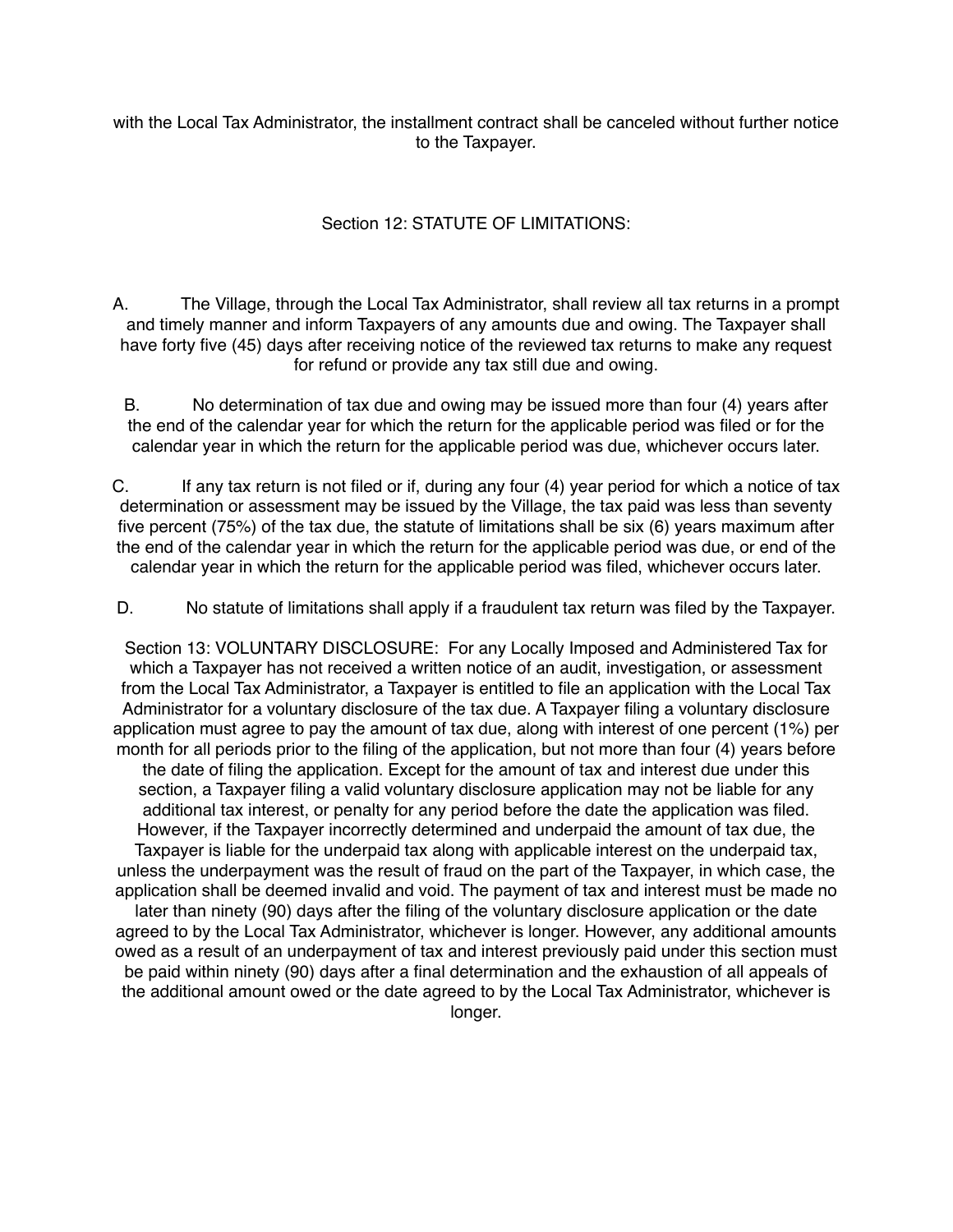with the Local Tax Administrator, the installment contract shall be canceled without further notice to the Taxpayer.

## Section 12: STATUTE OF LIMITATIONS:

A. The Village, through the Local Tax Administrator, shall review all tax returns in a prompt and timely manner and inform Taxpayers of any amounts due and owing. The Taxpayer shall have forty five (45) days after receiving notice of the reviewed tax returns to make any request for refund or provide any tax still due and owing.

B. No determination of tax due and owing may be issued more than four (4) years after the end of the calendar year for which the return for the applicable period was filed or for the calendar year in which the return for the applicable period was due, whichever occurs later.

C. If any tax return is not filed or if, during any four (4) year period for which a notice of tax determination or assessment may be issued by the Village, the tax paid was less than seventy five percent (75%) of the tax due, the statute of limitations shall be six (6) years maximum after the end of the calendar year in which the return for the applicable period was due, or end of the calendar year in which the return for the applicable period was filed, whichever occurs later.

D. No statute of limitations shall apply if a fraudulent tax return was filed by the Taxpayer.

Section 13: VOLUNTARY DISCLOSURE: For any Locally Imposed and Administered Tax for which a Taxpayer has not received a written notice of an audit, investigation, or assessment from the Local Tax Administrator, a Taxpayer is entitled to file an application with the Local Tax Administrator for a voluntary disclosure of the tax due. A Taxpayer filing a voluntary disclosure application must agree to pay the amount of tax due, along with interest of one percent (1%) per month for all periods prior to the filing of the application, but not more than four (4) years before the date of filing the application. Except for the amount of tax and interest due under this section, a Taxpayer filing a valid voluntary disclosure application may not be liable for any additional tax interest, or penalty for any period before the date the application was filed. However, if the Taxpayer incorrectly determined and underpaid the amount of tax due, the Taxpayer is liable for the underpaid tax along with applicable interest on the underpaid tax, unless the underpayment was the result of fraud on the part of the Taxpayer, in which case, the application shall be deemed invalid and void. The payment of tax and interest must be made no later than ninety (90) days after the filing of the voluntary disclosure application or the date agreed to by the Local Tax Administrator, whichever is longer. However, any additional amounts owed as a result of an underpayment of tax and interest previously paid under this section must be paid within ninety (90) days after a final determination and the exhaustion of all appeals of the additional amount owed or the date agreed to by the Local Tax Administrator, whichever is longer.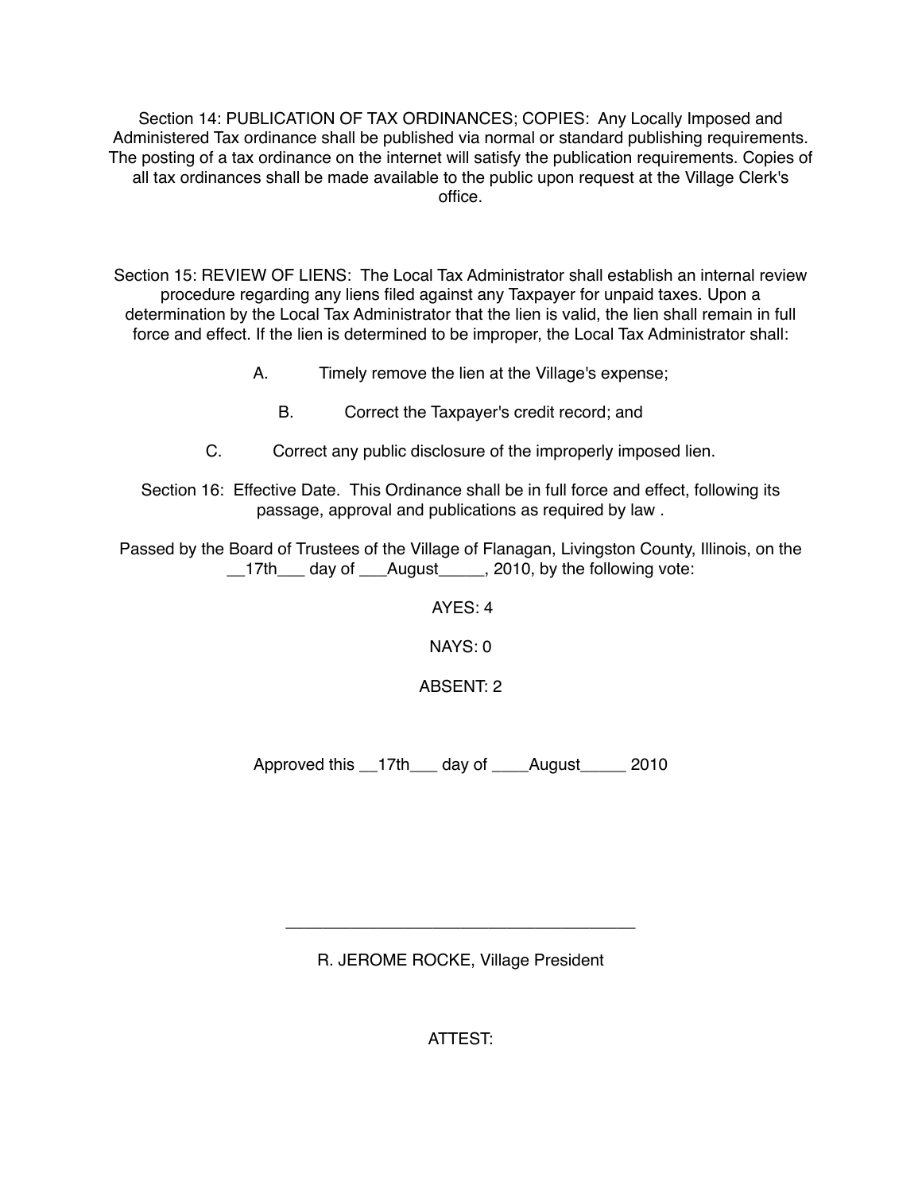Section 14: PUBLICATION OF TAX ORDINANCES; COPIES: Any Locally Imposed and Administered Tax ordinance shall be published via normal or standard publishing requirements. The posting of a tax ordinance on the internet will satisfy the publication requirements. Copies of all tax ordinances shall be made available to the public upon request at the Village Clerk's office.

Section 15: REVIEW OF LIENS: The Local Tax Administrator shall establish an internal review procedure regarding any liens filed against any Taxpayer for unpaid taxes. Upon a determination by the Local Tax Administrator that the lien is valid, the lien shall remain in full force and effect. If the lien is determined to be improper, the Local Tax Administrator shall:

A. Timely remove the lien at the Village's expense;

B. Correct the Taxpayer's credit record; and

C. Correct any public disclosure of the improperly imposed lien.

Section 16: Effective Date. This Ordinance shall be in full force and effect, following its passage, approval and publications as required by law .

Passed by the Board of Trustees of the Village of Flanagan, Livingston County, Illinois, on the __17th___ day of ___August_____, 2010, by the following vote:

AYES: 4

NAYS: 0

ABSENT: 2

Approved this __17th___ day of ____August_____ 2010

_______________________________________

R. JEROME ROCKE, Village President

ATTEST: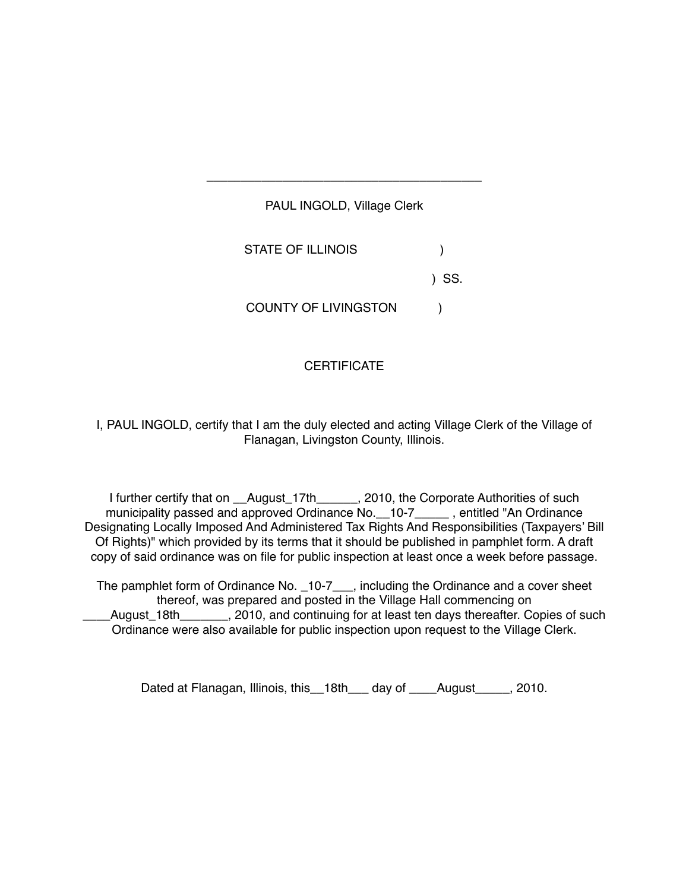\_\_\_\_\_\_\_\_\_\_\_\_\_\_\_\_\_\_\_\_\_\_\_\_\_\_\_\_\_\_\_\_\_\_\_\_\_\_\_\_

PAUL INGOLD, Village Clerk

STATE OF ILLINOIS )

) SS.

COUNTY OF LIVINGSTON )

CERTIFICATE

I, PAUL INGOLD, certify that I am the duly elected and acting Village Clerk of the Village of Flanagan, Livingston County, Illinois.

I further certify that on __August_17th______, 2010, the Corporate Authorities of such municipality passed and approved Ordinance No.__10-7_____ , entitled "An Ordinance Designating Locally Imposed And Administered Tax Rights And Responsibilities (Taxpayers' Bill Of Rights)" which provided by its terms that it should be published in pamphlet form. A draft copy of said ordinance was on file for public inspection at least once a week before passage.

The pamphlet form of Ordinance No. _10-7___, including the Ordinance and a cover sheet thereof, was prepared and posted in the Village Hall commencing on ____August_18th_______, 2010, and continuing for at least ten days thereafter. Copies of such Ordinance were also available for public inspection upon request to the Village Clerk.

Dated at Flanagan, Illinois, this__18th___ day of ____August_____, 2010.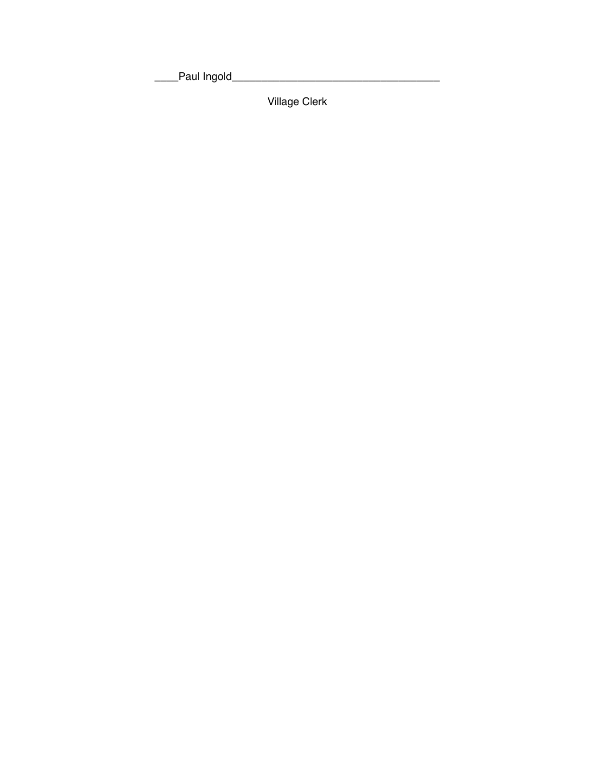____Paul Ingold____________________________________

Village Clerk